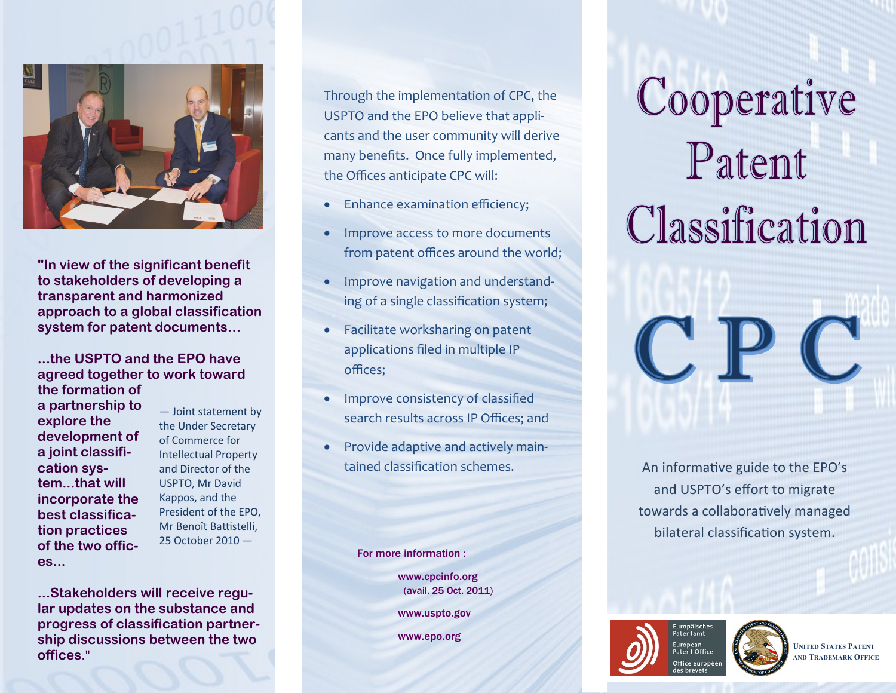"In view of the significant benefit to stakeholders of developing a transparent and harmonized approach to a global classification system for patent documents...

...the USPTO and the EPO have agreed together to work toward the formation of a partnership to explore the development of a joint classification system...that will incorporate the best classification practices of the two offices...

...Stakeholders will receive regular updates on the substance and progress of classification partnership discussions between the two offices."

— Joint statement by the Under Secretary of Commerce for Intellectual Property and Director of the USPTO, Mr David Kappos, and the President of the EPO, Mr Benoît Battistelli, 25 October 2010 —

Through the implementation of CPC, the USPTO and the EPO believe that applicants and the user community will derive many benefits. Once fully implemented, the Offices anticipate CPC will:

- Enhance examination efficiency;
- Improve access to more documents from patent offices around the world;
- Improve navigation and understanding of a single classification system;
- Facilitate worksharing on patent applications filed in multiple IP offices;
- Improve consistency of classified search results across IP Offices; and
- Provide adaptive and actively maintained classification schemes.

**For more information :**

www.cpcinfo.org (avail. 25 Oct. 2011)

www.uspto.gov

www.epo.org

# Cooperative Patent Classification

# CPC

An informative guide to the EPO's and USPTO's effort to migrate towards a collaboratively managed bilateral classification system.

Europäisches Patentamt
European Patent Office
Office européen des brevets

United States Patent and Trademark Office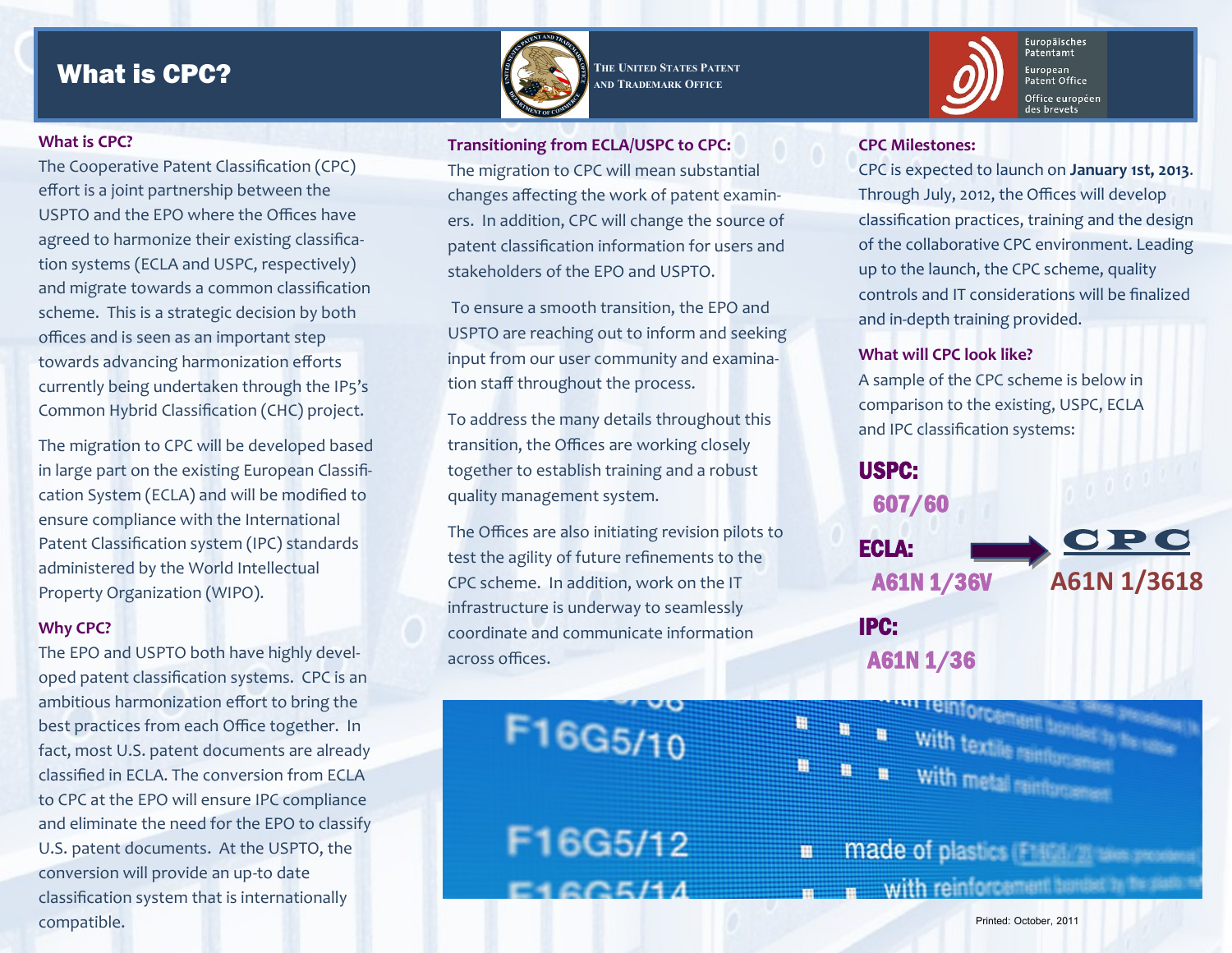# What is CPC?

THE UNITED STATES PATENT AND TRADEMARK OFFICE

Europäisches Patentamt
European Patent Office
Office européen des brevets

### What is CPC?

The Cooperative Patent Classification (CPC) effort is a joint partnership between the USPTO and the EPO where the Offices have agreed to harmonize their existing classification systems (ECLA and USPC, respectively) and migrate towards a common classification scheme. This is a strategic decision by both offices and is seen as an important step towards advancing harmonization efforts currently being undertaken through the IP5's Common Hybrid Classification (CHC) project.

The migration to CPC will be developed based in large part on the existing European Classification System (ECLA) and will be modified to ensure compliance with the International Patent Classification system (IPC) standards administered by the World Intellectual Property Organization (WIPO).

### Why CPC?

The EPO and USPTO both have highly developed patent classification systems. CPC is an ambitious harmonization effort to bring the best practices from each Office together. In fact, most U.S. patent documents are already classified in ECLA. The conversion from ECLA to CPC at the EPO will ensure IPC compliance and eliminate the need for the EPO to classify U.S. patent documents. At the USPTO, the conversion will provide an up-to date classification system that is internationally compatible.

### Transitioning from ECLA/USPC to CPC:

The migration to CPC will mean substantial changes affecting the work of patent examiners. In addition, CPC will change the source of patent classification information for users and stakeholders of the EPO and USPTO.

To ensure a smooth transition, the EPO and USPTO are reaching out to inform and seeking input from our user community and examination staff throughout the process.

To address the many details throughout this transition, the Offices are working closely together to establish training and a robust quality management system.

The Offices are also initiating revision pilots to test the agility of future refinements to the CPC scheme. In addition, work on the IT infrastructure is underway to seamlessly coordinate and communicate information across offices.

### CPC Milestones:

CPC is expected to launch on **January 1st, 2013**. Through July, 2012, the Offices will develop classification practices, training and the design of the collaborative CPC environment. Leading up to the launch, the CPC scheme, quality controls and IT considerations will be finalized and in-depth training provided.

### What will CPC look like?

A sample of the CPC scheme is below in comparison to the existing, USPC, ECLA and IPC classification systems:

**USPC:** 607/60

**ECLA:** A61N 1/36V → **CPC** A61N 1/3618

**IPC:** A61N 1/36

F16G5/10
- with textile reinforcement
- with metal reinforcement

F16G5/12
- made of plastics

F16G5/14
- with reinforcement

Printed: October, 2011